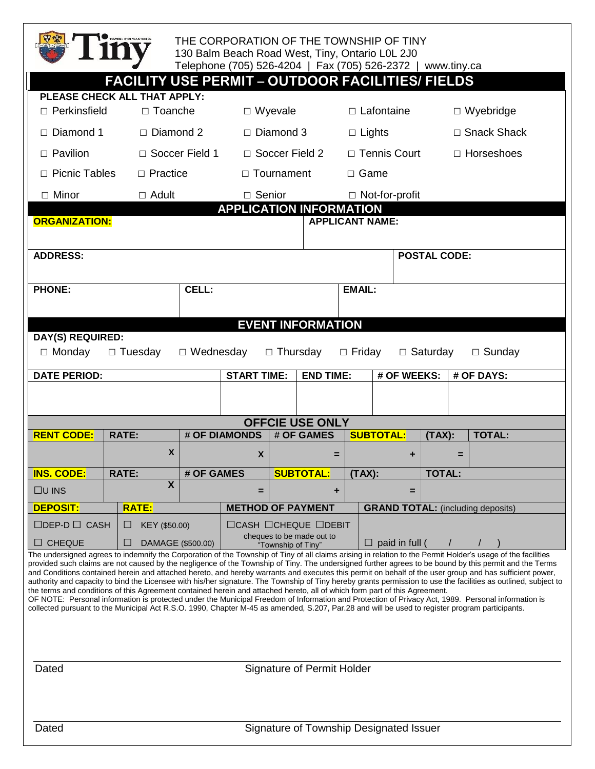THE CORPORATION OF THE TOWNSHIP OF TINY
130 Balm Beach Road West, Tiny, Ontario L0L 2J0
Telephone (705) 526-4204 | Fax (705) 526-2372 | www.tiny.ca

# FACILITY USE PERMIT – OUTDOOR FACILITIES/ FIELDS

**PLEASE CHECK ALL THAT APPLY:**

| | | | | |
|---|---|---|---|---|
| □ Perkinsfield | □ Toanche | □ Wyevale | □ Lafontaine | □ Wyebridge |
| □ Diamond 1 | □ Diamond 2 | □ Diamond 3 | □ Lights | □ Snack Shack |
| □ Pavilion | □ Soccer Field 1 | □ Soccer Field 2 | □ Tennis Court | □ Horseshoes |
| □ Picnic Tables | □ Practice | □ Tournament | □ Game | |
| □ Minor | □ Adult | □ Senior | □ Not-for-profit | |

## APPLICATION INFORMATION

| **ORGANIZATION:** | **APPLICANT NAME:** |
|---|---|
| | |

| **ADDRESS:** | **POSTAL CODE:** |
|---|---|
| | |

| **PHONE:** | **CELL:** | **EMAIL:** |
|---|---|---|
| | | |

## EVENT INFORMATION

**DAY(S) REQUIRED:**

□ Monday □ Tuesday □ Wednesday □ Thursday □ Friday □ Saturday □ Sunday

| **DATE PERIOD:** | **START TIME:** | **END TIME:** | **# OF WEEKS:** | **# OF DAYS:** |
|---|---|---|---|---|
| | | | | |

## OFFCIE USE ONLY

| **RENT CODE:** | **RATE:** | **# OF DIAMONDS** | **# OF GAMES** | **SUBTOTAL:** | **(TAX):** | **TOTAL:** |
|---|---|---|---|---|---|---|
| | X | X | = | + | = | |

| **INS. CODE:** | **RATE:** | **# OF GAMES** | **SUBTOTAL:** | **(TAX):** | **TOTAL:** |
|---|---|---|---|---|---|
| ☐U INS | X | = | + | = | |

| **DEPOSIT:** | **RATE:** | **METHOD OF PAYMENT** | **GRAND TOTAL:** (including deposits) |
|---|---|---|---|
| ☐DEP-D ☐ CASH | ☐ KEY ($50.00) | ☐CASH ☐CHEQUE ☐DEBIT | |
| ☐ CHEQUE | ☐ DAMAGE ($500.00) | cheques to be made out to "Township of Tiny" | ☐ paid in full ( / / ) |

The undersigned agrees to indemnify the Corporation of the Township of Tiny of all claims arising in relation to the Permit Holder's usage of the facilities provided such claims are not caused by the negligence of the Township of Tiny. The undersigned further agrees to be bound by this permit and the Terms and Conditions contained herein and attached hereto, and hereby warrants and executes this permit on behalf of the user group and has sufficient power, authority and capacity to bind the Licensee with his/her signature. The Township of Tiny hereby grants permission to use the facilities as outlined, subject to the terms and conditions of this Agreement contained herein and attached hereto, all of which form part of this Agreement.

OF NOTE: Personal information is protected under the Municipal Freedom of Information and Protection of Privacy Act, 1989. Personal information is collected pursuant to the Municipal Act R.S.O. 1990, Chapter M-45 as amended, S.207, Par.28 and will be used to register program participants.

Dated ______________________ Signature of Permit Holder ______________________

Dated ______________________ Signature of Township Designated Issuer ______________________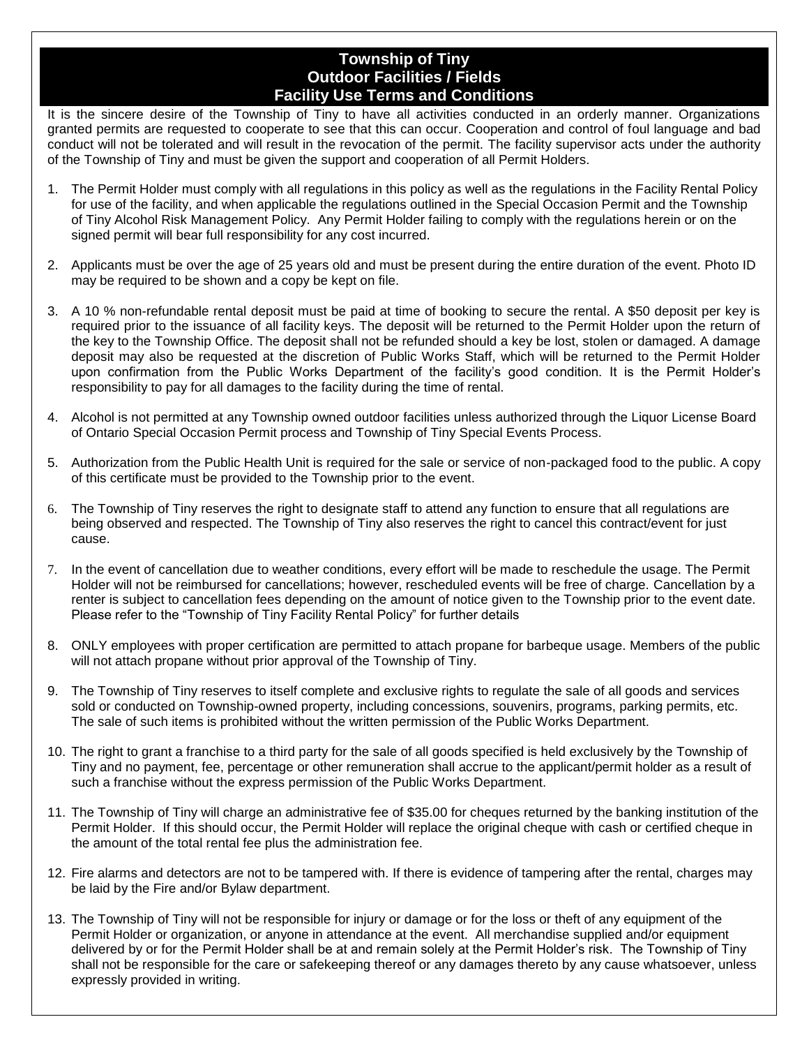# Township of Tiny
## Outdoor Facilities / Fields
## Facility Use Terms and Conditions

It is the sincere desire of the Township of Tiny to have all activities conducted in an orderly manner. Organizations granted permits are requested to cooperate to see that this can occur. Cooperation and control of foul language and bad conduct will not be tolerated and will result in the revocation of the permit. The facility supervisor acts under the authority of the Township of Tiny and must be given the support and cooperation of all Permit Holders.

1. The Permit Holder must comply with all regulations in this policy as well as the regulations in the Facility Rental Policy for use of the facility, and when applicable the regulations outlined in the Special Occasion Permit and the Township of Tiny Alcohol Risk Management Policy. Any Permit Holder failing to comply with the regulations herein or on the signed permit will bear full responsibility for any cost incurred.

2. Applicants must be over the age of 25 years old and must be present during the entire duration of the event. Photo ID may be required to be shown and a copy be kept on file.

3. A 10 % non-refundable rental deposit must be paid at time of booking to secure the rental. A $50 deposit per key is required prior to the issuance of all facility keys. The deposit will be returned to the Permit Holder upon the return of the key to the Township Office. The deposit shall not be refunded should a key be lost, stolen or damaged. A damage deposit may also be requested at the discretion of Public Works Staff, which will be returned to the Permit Holder upon confirmation from the Public Works Department of the facility's good condition. It is the Permit Holder's responsibility to pay for all damages to the facility during the time of rental.

4. Alcohol is not permitted at any Township owned outdoor facilities unless authorized through the Liquor License Board of Ontario Special Occasion Permit process and Township of Tiny Special Events Process.

5. Authorization from the Public Health Unit is required for the sale or service of non-packaged food to the public. A copy of this certificate must be provided to the Township prior to the event.

6. The Township of Tiny reserves the right to designate staff to attend any function to ensure that all regulations are being observed and respected. The Township of Tiny also reserves the right to cancel this contract/event for just cause.

7. In the event of cancellation due to weather conditions, every effort will be made to reschedule the usage. The Permit Holder will not be reimbursed for cancellations; however, rescheduled events will be free of charge. Cancellation by a renter is subject to cancellation fees depending on the amount of notice given to the Township prior to the event date. Please refer to the "Township of Tiny Facility Rental Policy" for further details

8. ONLY employees with proper certification are permitted to attach propane for barbeque usage. Members of the public will not attach propane without prior approval of the Township of Tiny.

9. The Township of Tiny reserves to itself complete and exclusive rights to regulate the sale of all goods and services sold or conducted on Township-owned property, including concessions, souvenirs, programs, parking permits, etc. The sale of such items is prohibited without the written permission of the Public Works Department.

10. The right to grant a franchise to a third party for the sale of all goods specified is held exclusively by the Township of Tiny and no payment, fee, percentage or other remuneration shall accrue to the applicant/permit holder as a result of such a franchise without the express permission of the Public Works Department.

11. The Township of Tiny will charge an administrative fee of $35.00 for cheques returned by the banking institution of the Permit Holder. If this should occur, the Permit Holder will replace the original cheque with cash or certified cheque in the amount of the total rental fee plus the administration fee.

12. Fire alarms and detectors are not to be tampered with. If there is evidence of tampering after the rental, charges may be laid by the Fire and/or Bylaw department.

13. The Township of Tiny will not be responsible for injury or damage or for the loss or theft of any equipment of the Permit Holder or organization, or anyone in attendance at the event. All merchandise supplied and/or equipment delivered by or for the Permit Holder shall be at and remain solely at the Permit Holder's risk. The Township of Tiny shall not be responsible for the care or safekeeping thereof or any damages thereto by any cause whatsoever, unless expressly provided in writing.